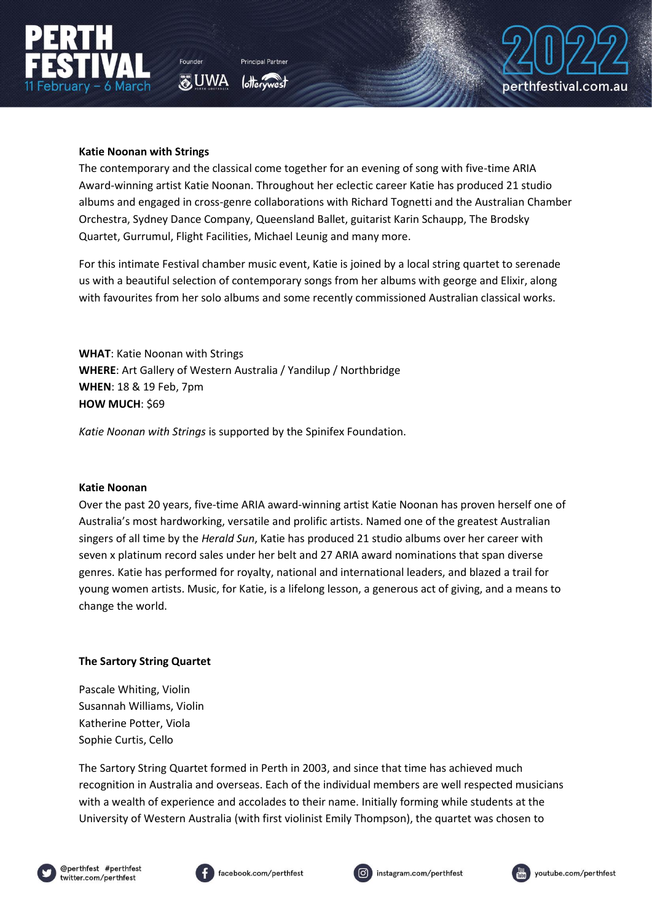**Katie Noonan with Strings**

The contemporary and the classical come together for an evening of song with five-time ARIA Award-winning artist Katie Noonan. Throughout her eclectic career Katie has produced 21 studio albums and engaged in cross-genre collaborations with Richard Tognetti and the Australian Chamber Orchestra, Sydney Dance Company, Queensland Ballet, guitarist Karin Schaupp, The Brodsky Quartet, Gurrumul, Flight Facilities, Michael Leunig and many more.

For this intimate Festival chamber music event, Katie is joined by a local string quartet to serenade us with a beautiful selection of contemporary songs from her albums with george and Elixir, along with favourites from her solo albums and some recently commissioned Australian classical works.

**WHAT**: Katie Noonan with Strings
**WHERE**: Art Gallery of Western Australia / Yandilup / Northbridge
**WHEN**: 18 & 19 Feb, 7pm
**HOW MUCH**: $69

*Katie Noonan with Strings* is supported by the Spinifex Foundation.

**Katie Noonan**

Over the past 20 years, five-time ARIA award-winning artist Katie Noonan has proven herself one of Australia's most hardworking, versatile and prolific artists. Named one of the greatest Australian singers of all time by the *Herald Sun*, Katie has produced 21 studio albums over her career with seven x platinum record sales under her belt and 27 ARIA award nominations that span diverse genres. Katie has performed for royalty, national and international leaders, and blazed a trail for young women artists. Music, for Katie, is a lifelong lesson, a generous act of giving, and a means to change the world.

**The Sartory String Quartet**

Pascale Whiting, Violin
Susannah Williams, Violin
Katherine Potter, Viola
Sophie Curtis, Cello

The Sartory String Quartet formed in Perth in 2003, and since that time has achieved much recognition in Australia and overseas. Each of the individual members are well respected musicians with a wealth of experience and accolades to their name. Initially forming while students at the University of Western Australia (with first violinist Emily Thompson), the quartet was chosen to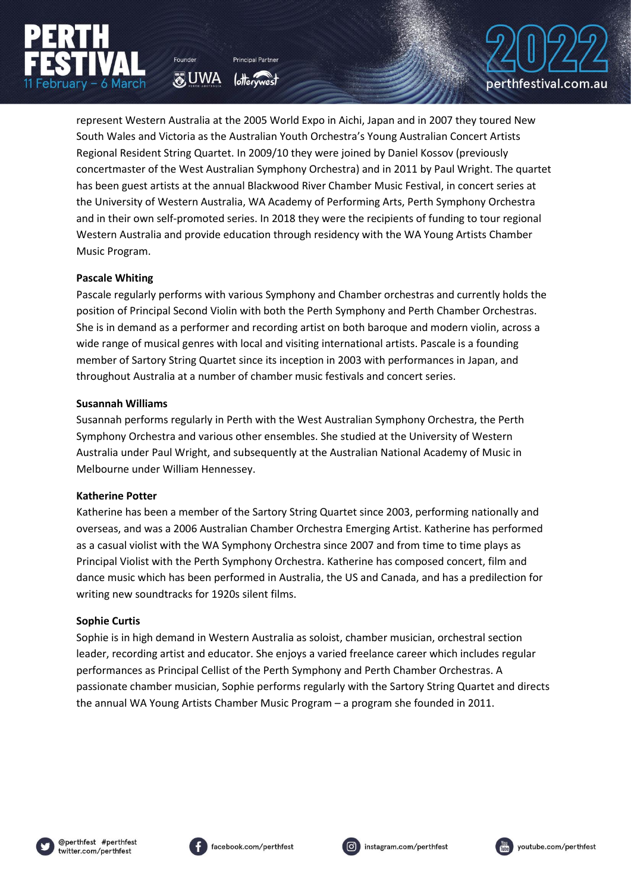represent Western Australia at the 2005 World Expo in Aichi, Japan and in 2007 they toured New South Wales and Victoria as the Australian Youth Orchestra's Young Australian Concert Artists Regional Resident String Quartet. In 2009/10 they were joined by Daniel Kossov (previously concertmaster of the West Australian Symphony Orchestra) and in 2011 by Paul Wright. The quartet has been guest artists at the annual Blackwood River Chamber Music Festival, in concert series at the University of Western Australia, WA Academy of Performing Arts, Perth Symphony Orchestra and in their own self-promoted series. In 2018 they were the recipients of funding to tour regional Western Australia and provide education through residency with the WA Young Artists Chamber Music Program.

**Pascale Whiting**

Pascale regularly performs with various Symphony and Chamber orchestras and currently holds the position of Principal Second Violin with both the Perth Symphony and Perth Chamber Orchestras. She is in demand as a performer and recording artist on both baroque and modern violin, across a wide range of musical genres with local and visiting international artists. Pascale is a founding member of Sartory String Quartet since its inception in 2003 with performances in Japan, and throughout Australia at a number of chamber music festivals and concert series.

**Susannah Williams**

Susannah performs regularly in Perth with the West Australian Symphony Orchestra, the Perth Symphony Orchestra and various other ensembles. She studied at the University of Western Australia under Paul Wright, and subsequently at the Australian National Academy of Music in Melbourne under William Hennessey.

**Katherine Potter**

Katherine has been a member of the Sartory String Quartet since 2003, performing nationally and overseas, and was a 2006 Australian Chamber Orchestra Emerging Artist. Katherine has performed as a casual violist with the WA Symphony Orchestra since 2007 and from time to time plays as Principal Violist with the Perth Symphony Orchestra. Katherine has composed concert, film and dance music which has been performed in Australia, the US and Canada, and has a predilection for writing new soundtracks for 1920s silent films.

**Sophie Curtis**

Sophie is in high demand in Western Australia as soloist, chamber musician, orchestral section leader, recording artist and educator. She enjoys a varied freelance career which includes regular performances as Principal Cellist of the Perth Symphony and Perth Chamber Orchestras. A passionate chamber musician, Sophie performs regularly with the Sartory String Quartet and directs the annual WA Young Artists Chamber Music Program – a program she founded in 2011.